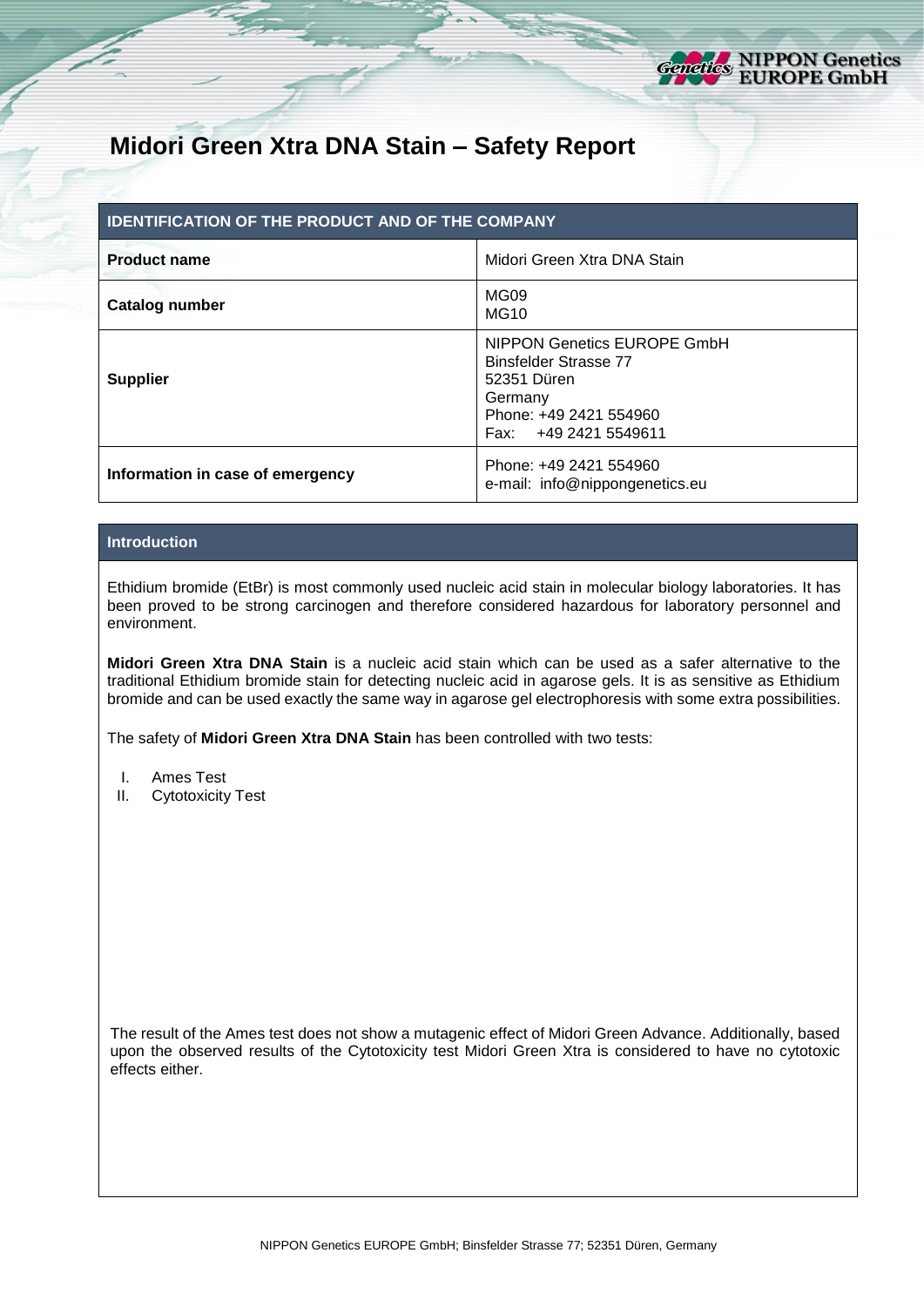# Midori Green Xtra DNA Stain – Safety Report

| IDENTIFICATION OF THE PRODUCT AND OF THE COMPANY | |
|---|---|
| **Product name** | Midori Green Xtra DNA Stain |
| **Catalog number** | MG09<br>MG10 |
| **Supplier** | NIPPON Genetics EUROPE GmbH<br>Binsfelder Strasse 77<br>52351 Düren<br>Germany<br>Phone: +49 2421 554960<br>Fax: +49 2421 5549611 |
| **Information in case of emergency** | Phone: +49 2421 554960<br>e-mail: info@nippongenetics.eu |

## Introduction

Ethidium bromide (EtBr) is most commonly used nucleic acid stain in molecular biology laboratories. It has been proved to be strong carcinogen and therefore considered hazardous for laboratory personnel and environment.

**Midori Green Xtra DNA Stain** is a nucleic acid stain which can be used as a safer alternative to the traditional Ethidium bromide stain for detecting nucleic acid in agarose gels. It is as sensitive as Ethidium bromide and can be used exactly the same way in agarose gel electrophoresis with some extra possibilities.

The safety of **Midori Green Xtra DNA Stain** has been controlled with two tests:

I. Ames Test
II. Cytotoxicity Test

The result of the Ames test does not show a mutagenic effect of Midori Green Advance. Additionally, based upon the observed results of the Cytotoxicity test Midori Green Xtra is considered to have no cytotoxic effects either.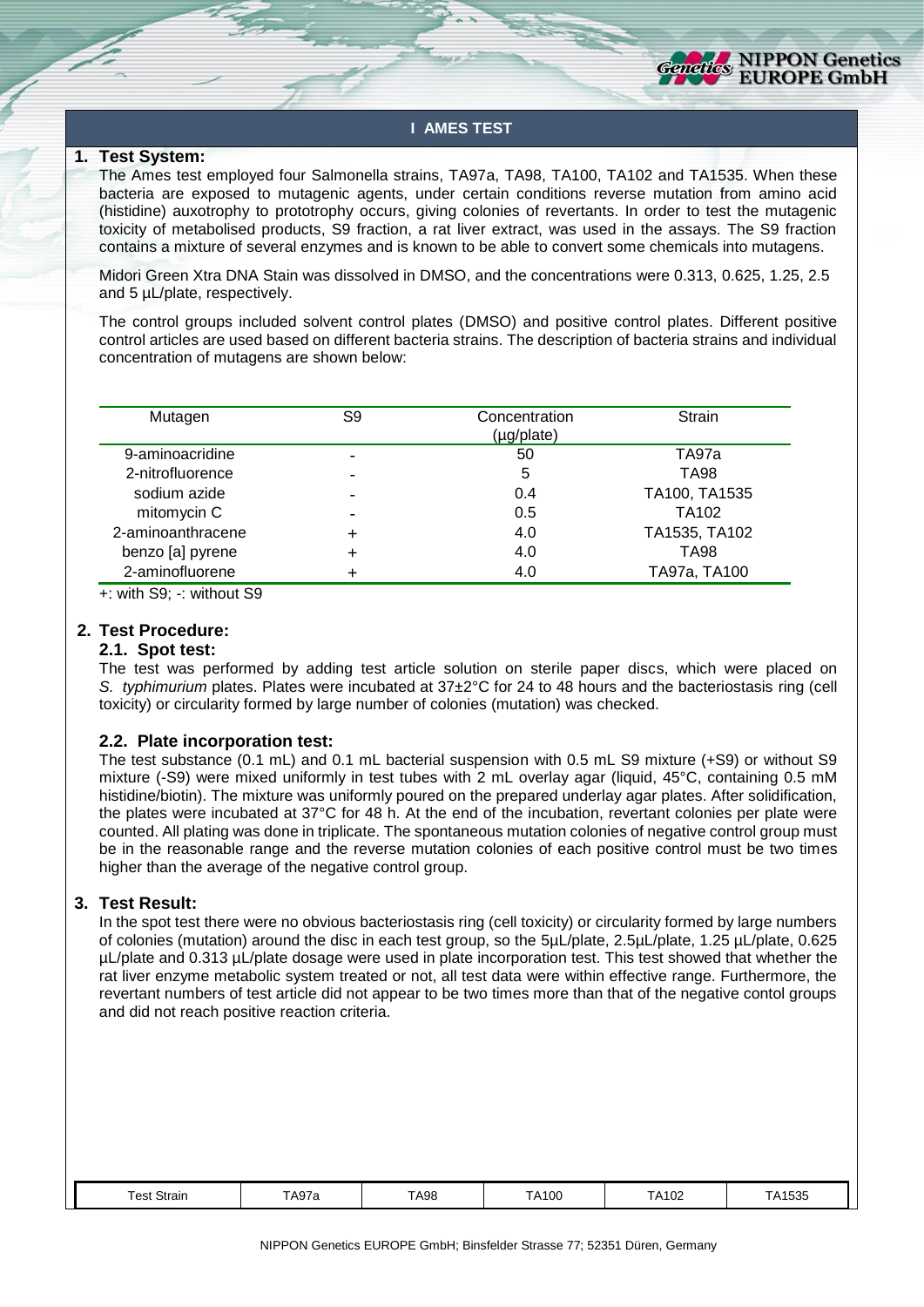# I AMES TEST

## 1. Test System:

The Ames test employed four Salmonella strains, TA97a, TA98, TA100, TA102 and TA1535. When these bacteria are exposed to mutagenic agents, under certain conditions reverse mutation from amino acid (histidine) auxotrophy to prototrophy occurs, giving colonies of revertants. In order to test the mutagenic toxicity of metabolised products, S9 fraction, a rat liver extract, was used in the assays. The S9 fraction contains a mixture of several enzymes and is known to be able to convert some chemicals into mutagens.

Midori Green Xtra DNA Stain was dissolved in DMSO, and the concentrations were 0.313, 0.625, 1.25, 2.5 and 5 µL/plate, respectively.

The control groups included solvent control plates (DMSO) and positive control plates. Different positive control articles are used based on different bacteria strains. The description of bacteria strains and individual concentration of mutagens are shown below:

| Mutagen | S9 | Concentration (µg/plate) | Strain |
|---|---|---|---|
| 9-aminoacridine | - | 50 | TA97a |
| 2-nitrofluorence | - | 5 | TA98 |
| sodium azide | - | 0.4 | TA100, TA1535 |
| mitomycin C | - | 0.5 | TA102 |
| 2-aminoanthracene | + | 4.0 | TA1535, TA102 |
| benzo [a] pyrene | + | 4.0 | TA98 |
| 2-aminofluorene | + | 4.0 | TA97a, TA100 |

+: with S9; -: without S9

## 2. Test Procedure:

### 2.1. Spot test:

The test was performed by adding test article solution on sterile paper discs, which were placed on *S. typhimurium* plates. Plates were incubated at 37±2°C for 24 to 48 hours and the bacteriostasis ring (cell toxicity) or circularity formed by large number of colonies (mutation) was checked.

### 2.2. Plate incorporation test:

The test substance (0.1 mL) and 0.1 mL bacterial suspension with 0.5 mL S9 mixture (+S9) or without S9 mixture (-S9) were mixed uniformly in test tubes with 2 mL overlay agar (liquid, 45°C, containing 0.5 mM histidine/biotin). The mixture was uniformly poured on the prepared underlay agar plates. After solidification, the plates were incubated at 37°C for 48 h. At the end of the incubation, revertant colonies per plate were counted. All plating was done in triplicate. The spontaneous mutation colonies of negative control group must be in the reasonable range and the reverse mutation colonies of each positive control must be two times higher than the average of the negative control group.

## 3. Test Result:

In the spot test there were no obvious bacteriostasis ring (cell toxicity) or circularity formed by large numbers of colonies (mutation) around the disc in each test group, so the 5µL/plate, 2.5µL/plate, 1.25 µL/plate, 0.625 µL/plate and 0.313 µL/plate dosage were used in plate incorporation test. This test showed that whether the rat liver enzyme metabolic system treated or not, all test data were within effective range. Furthermore, the revertant numbers of test article did not appear to be two times more than that of the negative contol groups and did not reach positive reaction criteria.

| Test Strain | TA97a | TA98 | TA100 | TA102 | TA1535 |
|---|---|---|---|---|---|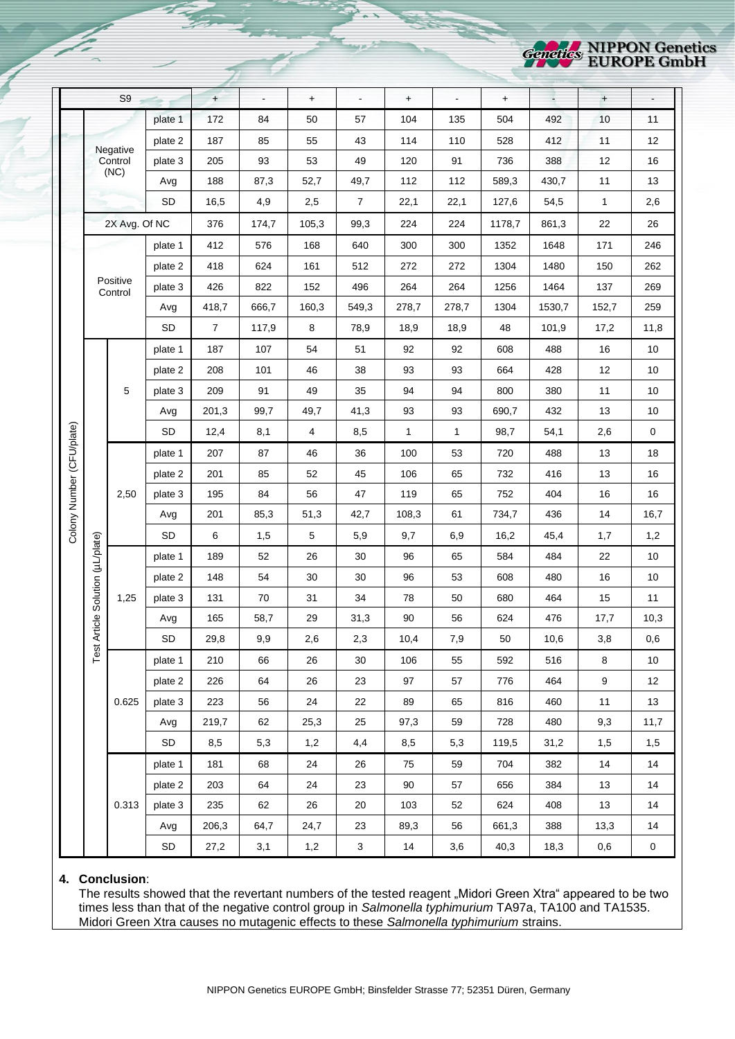| | | | | | | | | | | | | |
|---|---|---|---|---|---|---|---|---|---|---|---|---|
| S9 | | | + | - | + | - | + | - | + | - | + | - |
| Colony Number (CFU/plate) | Negative Control (NC) | plate 1 | 172 | 84 | 50 | 57 | 104 | 135 | 504 | 492 | 10 | 11 |
| | | plate 2 | 187 | 85 | 55 | 43 | 114 | 110 | 528 | 412 | 11 | 12 |
| | | plate 3 | 205 | 93 | 53 | 49 | 120 | 91 | 736 | 388 | 12 | 16 |
| | | Avg | 188 | 87,3 | 52,7 | 49,7 | 112 | 112 | 589,3 | 430,7 | 11 | 13 |
| | | SD | 16,5 | 4,9 | 2,5 | 7 | 22,1 | 22,1 | 127,6 | 54,5 | 1 | 2,6 |
| | 2X Avg. Of NC | | 376 | 174,7 | 105,3 | 99,3 | 224 | 224 | 1178,7 | 861,3 | 22 | 26 |
| | Positive Control | plate 1 | 412 | 576 | 168 | 640 | 300 | 300 | 1352 | 1648 | 171 | 246 |
| | | plate 2 | 418 | 624 | 161 | 512 | 272 | 272 | 1304 | 1480 | 150 | 262 |
| | | plate 3 | 426 | 822 | 152 | 496 | 264 | 264 | 1256 | 1464 | 137 | 269 |
| | | Avg | 418,7 | 666,7 | 160,3 | 549,3 | 278,7 | 278,7 | 1304 | 1530,7 | 152,7 | 259 |
| | | SD | 7 | 117,9 | 8 | 78,9 | 18,9 | 18,9 | 48 | 101,9 | 17,2 | 11,8 |
| | Test Article Solution (µL/plate) 5 | plate 1 | 187 | 107 | 54 | 51 | 92 | 92 | 608 | 488 | 16 | 10 |
| | | plate 2 | 208 | 101 | 46 | 38 | 93 | 93 | 664 | 428 | 12 | 10 |
| | | plate 3 | 209 | 91 | 49 | 35 | 94 | 94 | 800 | 380 | 11 | 10 |
| | | Avg | 201,3 | 99,7 | 49,7 | 41,3 | 93 | 93 | 690,7 | 432 | 13 | 10 |
| | | SD | 12,4 | 8,1 | 4 | 8,5 | 1 | 1 | 98,7 | 54,1 | 2,6 | 0 |
| | 2,50 | plate 1 | 207 | 87 | 46 | 36 | 100 | 53 | 720 | 488 | 13 | 18 |
| | | plate 2 | 201 | 85 | 52 | 45 | 106 | 65 | 732 | 416 | 13 | 16 |
| | | plate 3 | 195 | 84 | 56 | 47 | 119 | 65 | 752 | 404 | 16 | 16 |
| | | Avg | 201 | 85,3 | 51,3 | 42,7 | 108,3 | 61 | 734,7 | 436 | 14 | 16,7 |
| | | SD | 6 | 1,5 | 5 | 5,9 | 9,7 | 6,9 | 16,2 | 45,4 | 1,7 | 1,2 |
| | 1,25 | plate 1 | 189 | 52 | 26 | 30 | 96 | 65 | 584 | 484 | 22 | 10 |
| | | plate 2 | 148 | 54 | 30 | 30 | 96 | 53 | 608 | 480 | 16 | 10 |
| | | plate 3 | 131 | 70 | 31 | 34 | 78 | 50 | 680 | 464 | 15 | 11 |
| | | Avg | 165 | 58,7 | 29 | 31,3 | 90 | 56 | 624 | 476 | 17,7 | 10,3 |
| | | SD | 29,8 | 9,9 | 2,6 | 2,3 | 10,4 | 7,9 | 50 | 10,6 | 3,8 | 0,6 |
| | 0.625 | plate 1 | 210 | 66 | 26 | 30 | 106 | 55 | 592 | 516 | 8 | 10 |
| | | plate 2 | 226 | 64 | 26 | 23 | 97 | 57 | 776 | 464 | 9 | 12 |
| | | plate 3 | 223 | 56 | 24 | 22 | 89 | 65 | 816 | 460 | 11 | 13 |
| | | Avg | 219,7 | 62 | 25,3 | 25 | 97,3 | 59 | 728 | 480 | 9,3 | 11,7 |
| | | SD | 8,5 | 5,3 | 1,2 | 4,4 | 8,5 | 5,3 | 119,5 | 31,2 | 1,5 | 1,5 |
| | 0.313 | plate 1 | 181 | 68 | 24 | 26 | 75 | 59 | 704 | 382 | 14 | 14 |
| | | plate 2 | 203 | 64 | 24 | 23 | 90 | 57 | 656 | 384 | 13 | 14 |
| | | plate 3 | 235 | 62 | 26 | 20 | 103 | 52 | 624 | 408 | 13 | 14 |
| | | Avg | 206,3 | 64,7 | 24,7 | 23 | 89,3 | 56 | 661,3 | 388 | 13,3 | 14 |
| | | SD | 27,2 | 3,1 | 1,2 | 3 | 14 | 3,6 | 40,3 | 18,3 | 0,6 | 0 |

4. **Conclusion**:
   The results showed that the revertant numbers of the tested reagent „Midori Green Xtra" appeared to be two times less than that of the negative control group in *Salmonella typhimurium* TA97a, TA100 and TA1535. Midori Green Xtra causes no mutagenic effects to these *Salmonella typhimurium* strains.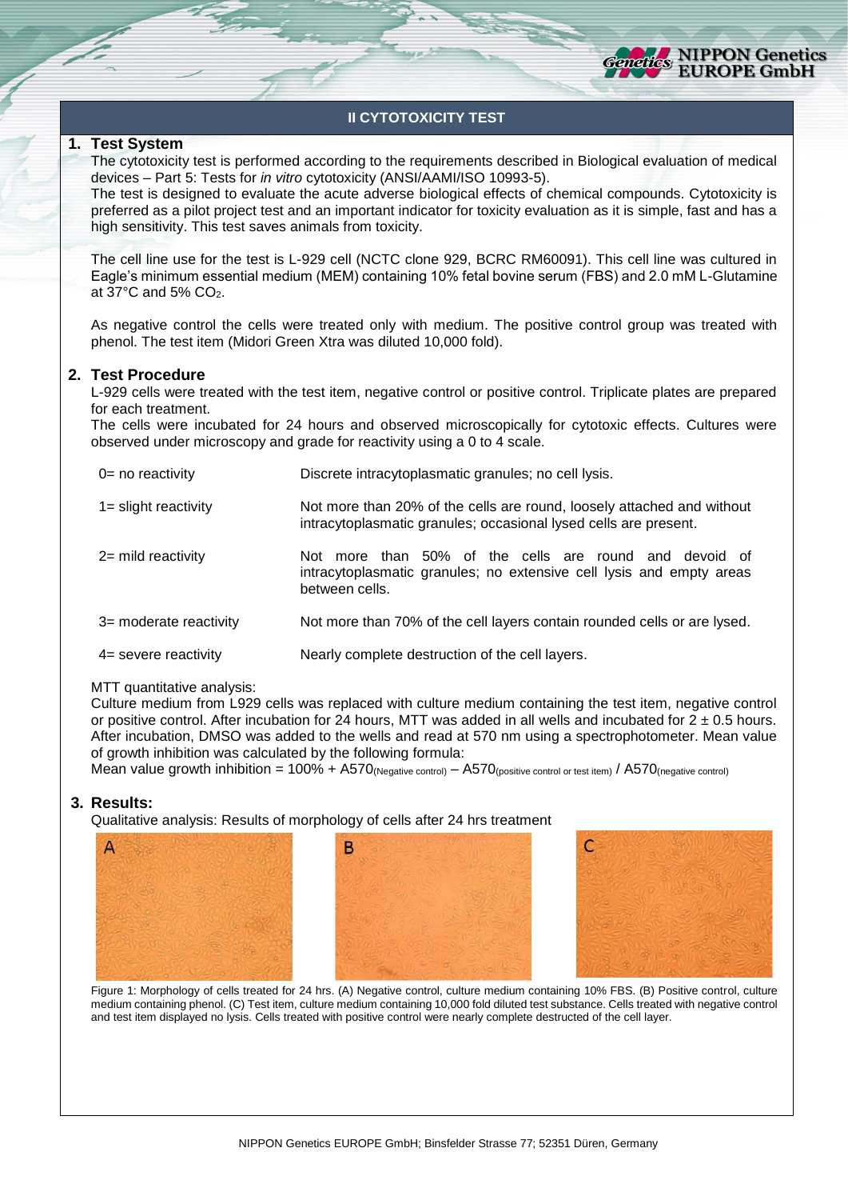## II CYTOTOXICITY TEST

### 1. Test System

The cytotoxicity test is performed according to the requirements described in Biological evaluation of medical devices – Part 5: Tests for *in vitro* cytotoxicity (ANSI/AAMI/ISO 10993-5).

The test is designed to evaluate the acute adverse biological effects of chemical compounds. Cytotoxicity is preferred as a pilot project test and an important indicator for toxicity evaluation as it is simple, fast and has a high sensitivity. This test saves animals from toxicity.

The cell line use for the test is L-929 cell (NCTC clone 929, BCRC RM60091). This cell line was cultured in Eagle's minimum essential medium (MEM) containing 10% fetal bovine serum (FBS) and 2.0 mM L-Glutamine at 37°C and 5% $CO_2$.

As negative control the cells were treated only with medium. The positive control group was treated with phenol. The test item (Midori Green Xtra was diluted 10,000 fold).

### 2. Test Procedure

L-929 cells were treated with the test item, negative control or positive control. Triplicate plates are prepared for each treatment.

The cells were incubated for 24 hours and observed microscopically for cytotoxic effects. Cultures were observed under microscopy and grade for reactivity using a 0 to 4 scale.

| | |
|---|---|
| 0= no reactivity | Discrete intracytoplasmatic granules; no cell lysis. |
| 1= slight reactivity | Not more than 20% of the cells are round, loosely attached and without intracytoplasmatic granules; occasional lysed cells are present. |
| 2= mild reactivity | Not more than 50% of the cells are round and devoid of intracytoplasmatic granules; no extensive cell lysis and empty areas between cells. |
| 3= moderate reactivity | Not more than 70% of the cell layers contain rounded cells or are lysed. |
| 4= severe reactivity | Nearly complete destruction of the cell layers. |

MTT quantitative analysis:

Culture medium from L929 cells was replaced with culture medium containing the test item, negative control or positive control. After incubation for 24 hours, MTT was added in all wells and incubated for 2 ± 0.5 hours. After incubation, DMSO was added to the wells and read at 570 nm using a spectrophotometer. Mean value of growth inhibition was calculated by the following formula:

Mean value growth inhibition = 100% + $A570_{(\text{Negative control})} - A570_{(\text{positive control or test item})} / A570_{(\text{negative control})}$

### 3. Results:

Qualitative analysis: Results of morphology of cells after 24 hrs treatment

A B C

Figure 1: Morphology of cells treated for 24 hrs. (A) Negative control, culture medium containing 10% FBS. (B) Positive control, culture medium containing phenol. (C) Test item, culture medium containing 10,000 fold diluted test substance. Cells treated with negative control and test item displayed no lysis. Cells treated with positive control were nearly complete destructed of the cell layer.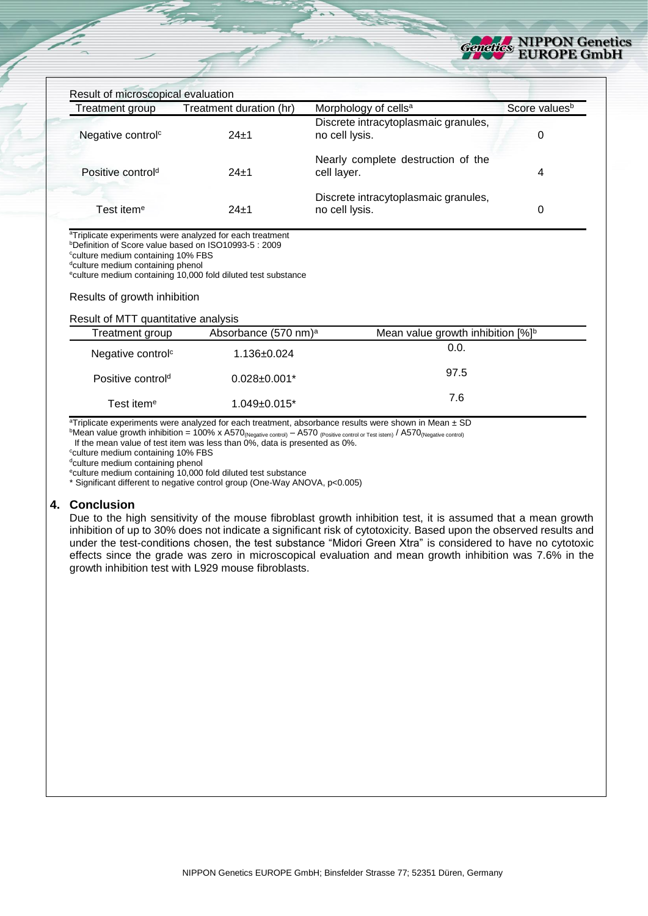Result of microscopical evaluation

| Treatment group | Treatment duration (hr) | Morphology of cells[a] | Score values[b] |
|---|---|---|---|
| Negative control[c] | 24±1 | Discrete intracytoplasmaic granules, no cell lysis. | 0 |
| Positive control[d] | 24±1 | Nearly complete destruction of the cell layer. | 4 |
| Test item[e] | 24±1 | Discrete intracytoplasmaic granules, no cell lysis. | 0 |

[a]Triplicate experiments were analyzed for each treatment
[b]Definition of Score value based on ISO10993-5 : 2009
[c]culture medium containing 10% FBS
[d]culture medium containing phenol
[e]culture medium containing 10,000 fold diluted test substance

Results of growth inhibition

Result of MTT quantitative analysis

| Treatment group | Absorbance (570 nm)[a] | Mean value growth inhibition [%][b] |
|---|---|---|
| Negative control[c] | 1.136±0.024 | 0.0. |
| Positive control[d] | 0.028±0.001* | 97.5 |
| Test item[e] | 1.049±0.015* | 7.6 |

[a]Triplicate experiments were analyzed for each treatment, absorbance results were shown in Mean ± SD
[b]Mean value growth inhibition = 100% x $A570_{(Negative\ control)} - A570_{(Positive\ control\ or\ Test\ istem)} / A570_{(Negative\ control)}$
If the mean value of test item was less than 0%, data is presented as 0%.
[c]culture medium containing 10% FBS
[d]culture medium containing phenol
[e]culture medium containing 10,000 fold diluted test substance
* Significant different to negative control group (One-Way ANOVA, $p<0.005$)

## 4. Conclusion

Due to the high sensitivity of the mouse fibroblast growth inhibition test, it is assumed that a mean growth inhibition of up to 30% does not indicate a significant risk of cytotoxicity. Based upon the observed results and under the test-conditions chosen, the test substance "Midori Green Xtra" is considered to have no cytotoxic effects since the grade was zero in microscopical evaluation and mean growth inhibition was 7.6% in the growth inhibition test with L929 mouse fibroblasts.